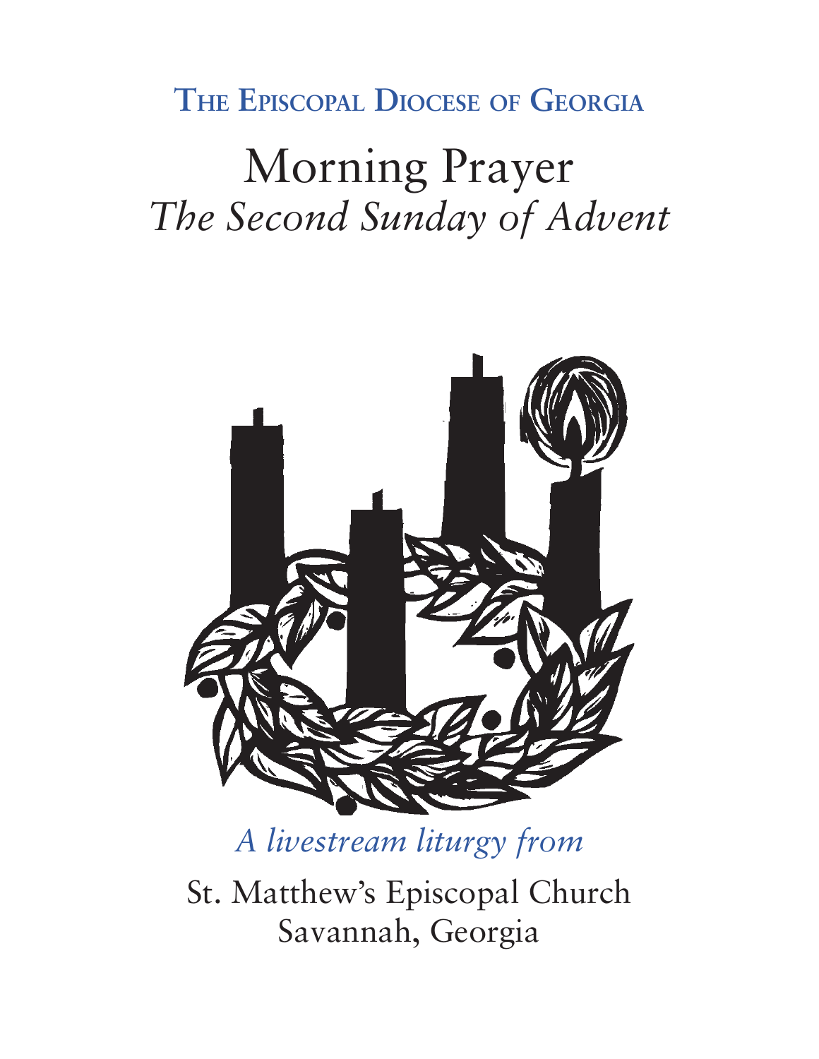**The Episcopal Diocese of Georgia**

# Morning Prayer

## *The Second Sunday of Advent*

*A livestream liturgy from*

St. Matthew's Episcopal Church
Savannah, Georgia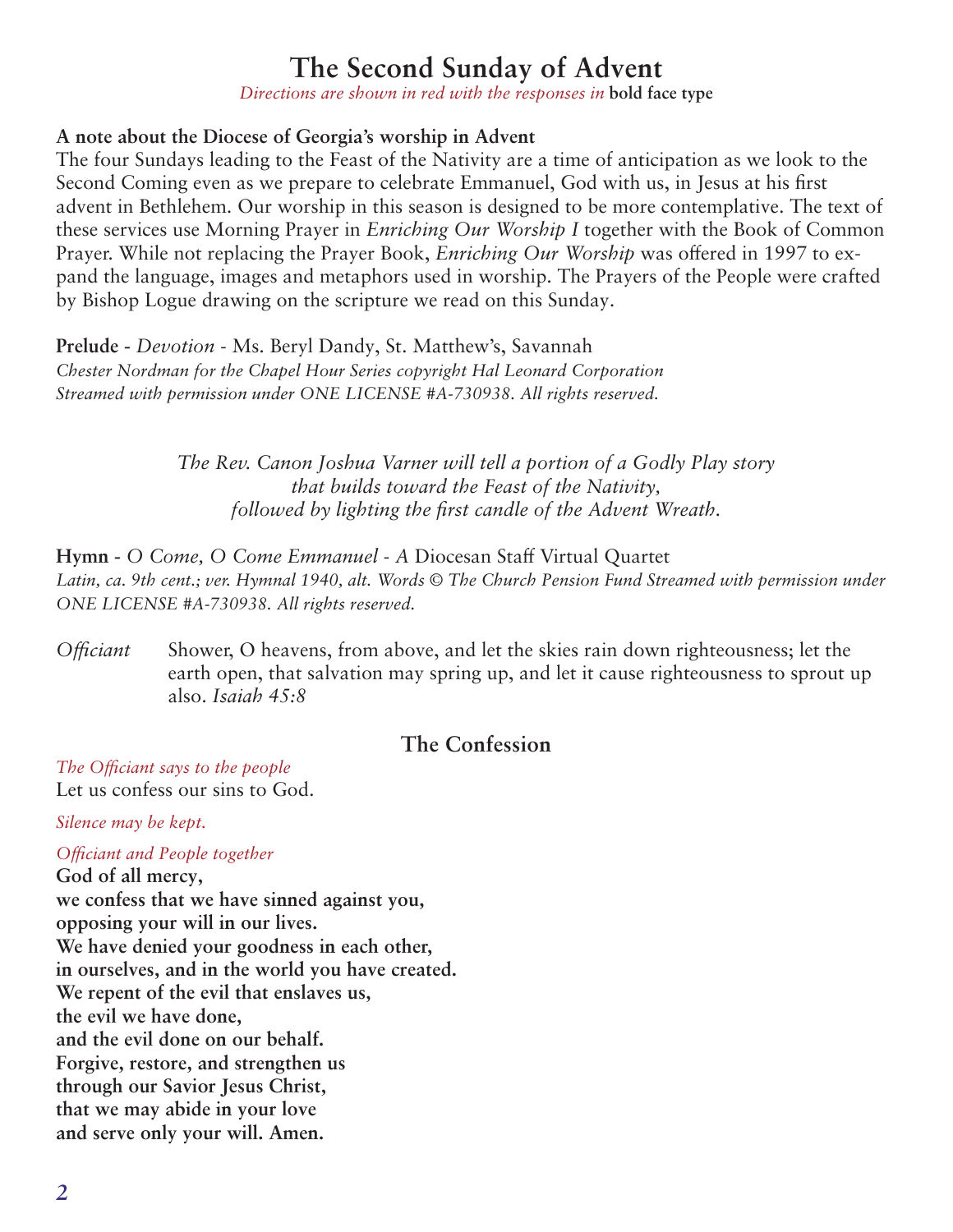# The Second Sunday of Advent

*Directions are shown in red with the responses in* **bold face type**

**A note about the Diocese of Georgia's worship in Advent**

The four Sundays leading to the Feast of the Nativity are a time of anticipation as we look to the Second Coming even as we prepare to celebrate Emmanuel, God with us, in Jesus at his first advent in Bethlehem. Our worship in this season is designed to be more contemplative. The text of these services use Morning Prayer in *Enriching Our Worship I* together with the Book of Common Prayer. While not replacing the Prayer Book, *Enriching Our Worship* was offered in 1997 to expand the language, images and metaphors used in worship. The Prayers of the People were crafted by Bishop Logue drawing on the scripture we read on this Sunday.

**Prelude** - *Devotion* - Ms. Beryl Dandy, St. Matthew's, Savannah
*Chester Nordman for the Chapel Hour Series copyright Hal Leonard Corporation*
*Streamed with permission under ONE LICENSE #A-730938. All rights reserved.*

*The Rev. Canon Joshua Varner will tell a portion of a Godly Play story that builds toward the Feast of the Nativity, followed by lighting the first candle of the Advent Wreath.*

**Hymn** - *O Come, O Come Emmanuel - A* Diocesan Staff Virtual Quartet
*Latin, ca. 9th cent.; ver. Hymnal 1940, alt. Words © The Church Pension Fund Streamed with permission under ONE LICENSE #A-730938. All rights reserved.*

*Officiant* Shower, O heavens, from above, and let the skies rain down righteousness; let the earth open, that salvation may spring up, and let it cause righteousness to sprout up also. *Isaiah 45:8*

## The Confession

*The Officiant says to the people*
Let us confess our sins to God.

*Silence may be kept.*

*Officiant and People together*
**God of all mercy,**
**we confess that we have sinned against you,**
**opposing your will in our lives.**
**We have denied your goodness in each other,**
**in ourselves, and in the world you have created.**
**We repent of the evil that enslaves us,**
**the evil we have done,**
**and the evil done on our behalf.**
**Forgive, restore, and strengthen us**
**through our Savior Jesus Christ,**
**that we may abide in your love**
**and serve only your will. Amen.**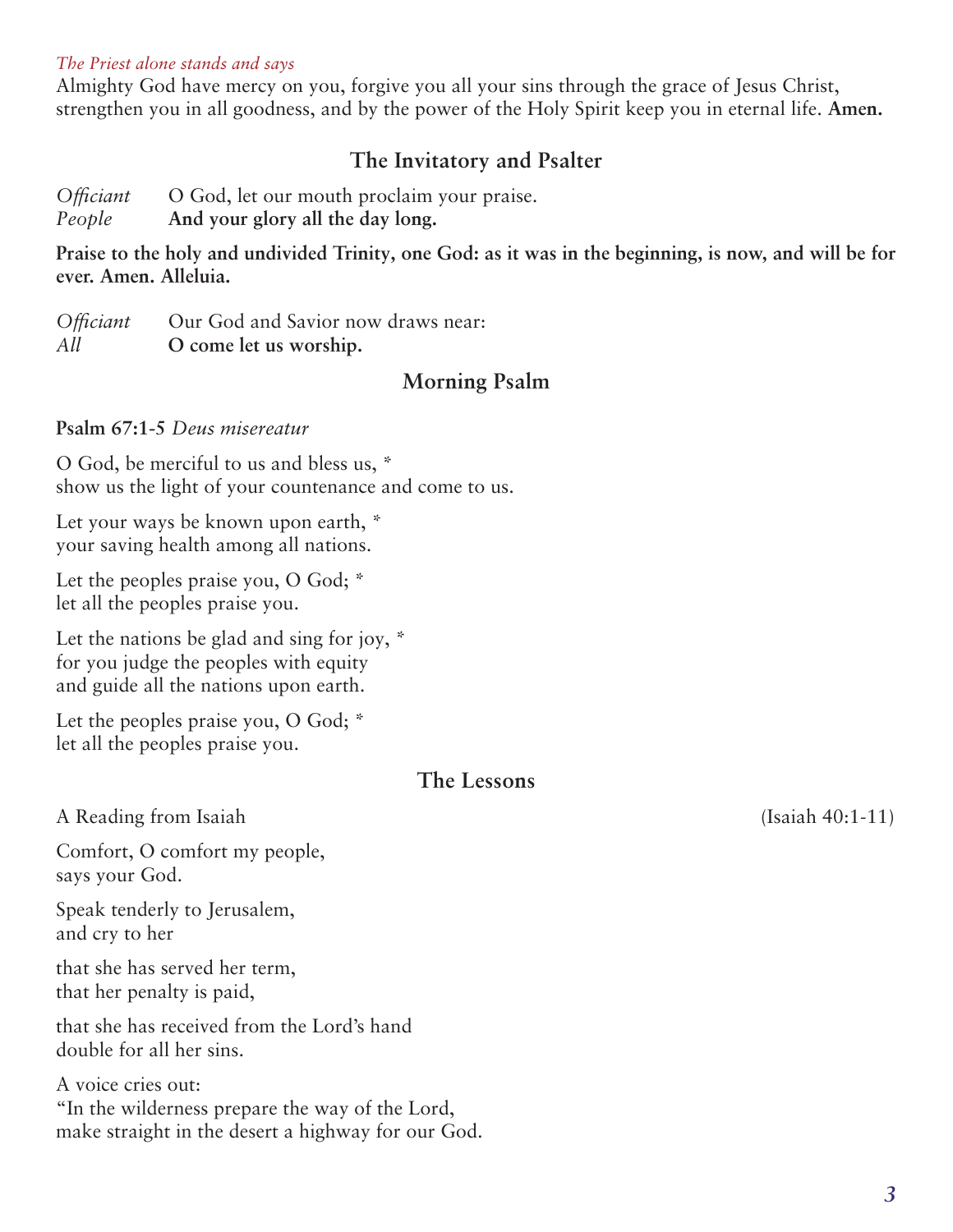*The Priest alone stands and says*

Almighty God have mercy on you, forgive you all your sins through the grace of Jesus Christ, strengthen you in all goodness, and by the power of the Holy Spirit keep you in eternal life. **Amen.**

## The Invitatory and Psalter

*Officiant* O God, let our mouth proclaim your praise.
*People* **And your glory all the day long.**

**Praise to the holy and undivided Trinity, one God: as it was in the beginning, is now, and will be for ever. Amen. Alleluia.**

*Officiant* Our God and Savior now draws near:
*All* **O come let us worship.**

## Morning Psalm

**Psalm 67:1-5** *Deus misereatur*

O God, be merciful to us and bless us, *
show us the light of your countenance and come to us.

Let your ways be known upon earth, *
your saving health among all nations.

Let the peoples praise you, O God; *
let all the peoples praise you.

Let the nations be glad and sing for joy, *
for you judge the peoples with equity
and guide all the nations upon earth.

Let the peoples praise you, O God; *
let all the peoples praise you.

## The Lessons

A Reading from Isaiah (Isaiah 40:1-11)

Comfort, O comfort my people,
says your God.

Speak tenderly to Jerusalem,
and cry to her

that she has served her term,
that her penalty is paid,

that she has received from the Lord's hand
double for all her sins.

A voice cries out:
"In the wilderness prepare the way of the Lord,
make straight in the desert a highway for our God.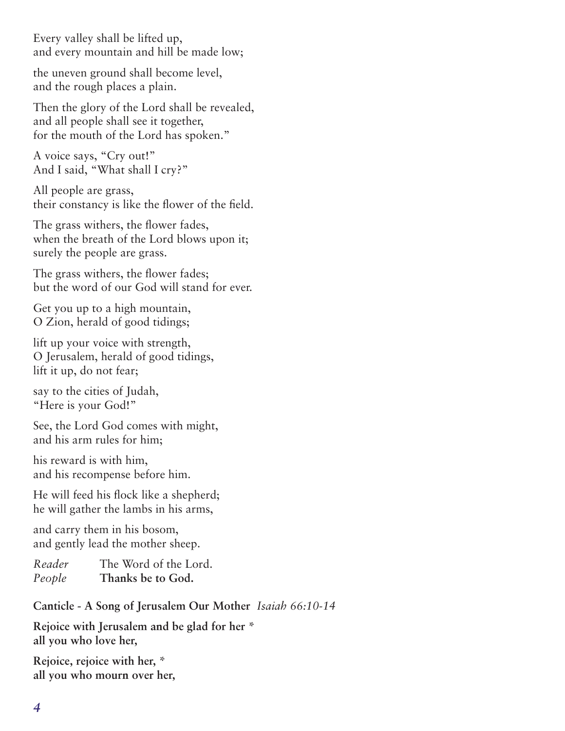Every valley shall be lifted up,
and every mountain and hill be made low;

the uneven ground shall become level,
and the rough places a plain.

Then the glory of the Lord shall be revealed,
and all people shall see it together,
for the mouth of the Lord has spoken."

A voice says, "Cry out!"
And I said, "What shall I cry?"

All people are grass,
their constancy is like the flower of the field.

The grass withers, the flower fades,
when the breath of the Lord blows upon it;
surely the people are grass.

The grass withers, the flower fades;
but the word of our God will stand for ever.

Get you up to a high mountain,
O Zion, herald of good tidings;

lift up your voice with strength,
O Jerusalem, herald of good tidings,
lift it up, do not fear;

say to the cities of Judah,
"Here is your God!"

See, the Lord God comes with might,
and his arm rules for him;

his reward is with him,
and his recompense before him.

He will feed his flock like a shepherd;
he will gather the lambs in his arms,

and carry them in his bosom,
and gently lead the mother sheep.

*Reader* The Word of the Lord.
*People* **Thanks be to God.**

**Canticle - A Song of Jerusalem Our Mother** *Isaiah 66:10-14*

**Rejoice with Jerusalem and be glad for her ***
**all you who love her,**

**Rejoice, rejoice with her, ***
**all you who mourn over her,**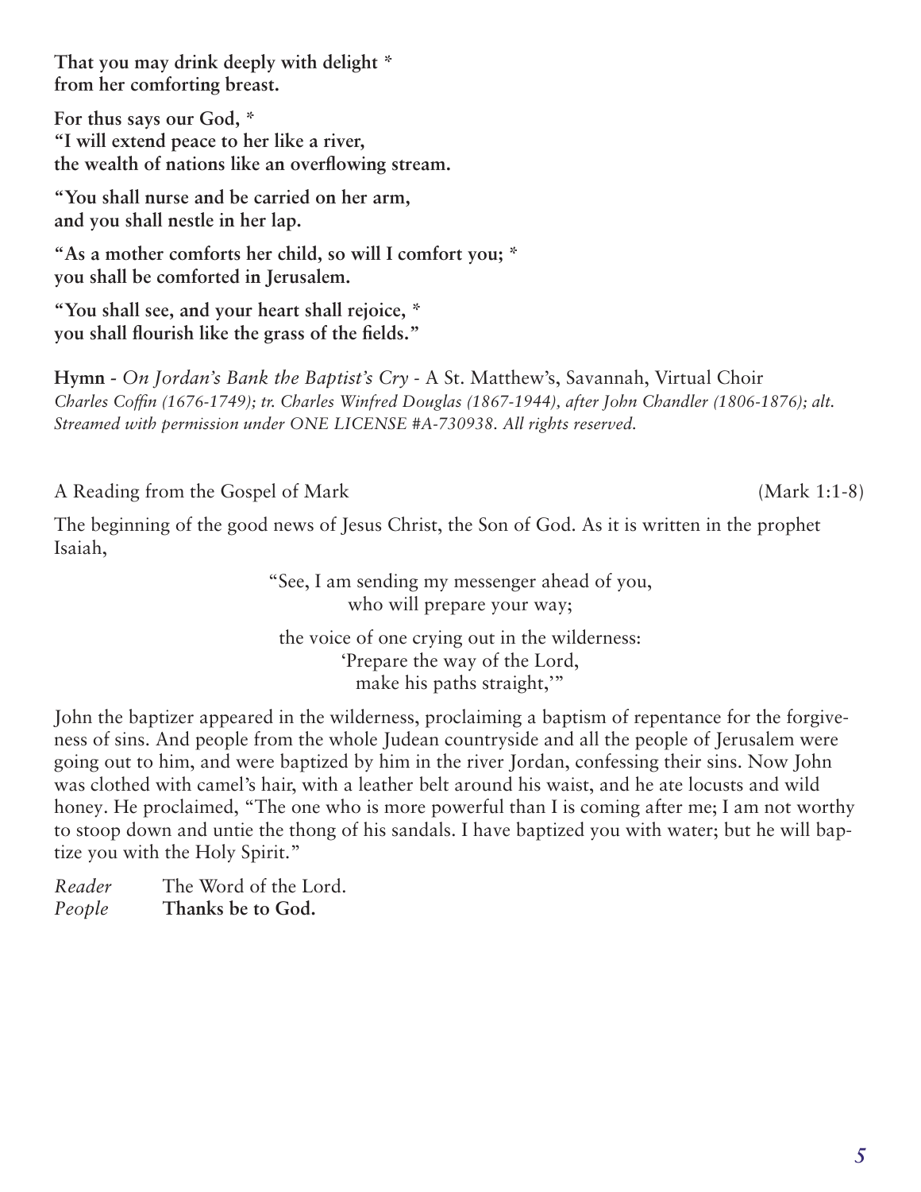**That you may drink deeply with delight * 
from her comforting breast.**

**For thus says our God, * 
"I will extend peace to her like a river, 
the wealth of nations like an overflowing stream.**

**"You shall nurse and be carried on her arm, 
and you shall nestle in her lap.**

**"As a mother comforts her child, so will I comfort you; * 
you shall be comforted in Jerusalem.**

**"You shall see, and your heart shall rejoice, * 
you shall flourish like the grass of the fields."**

**Hymn** - *On Jordan's Bank the Baptist's Cry* - A St. Matthew's, Savannah, Virtual Choir 
*Charles Coffin (1676-1749); tr. Charles Winfred Douglas (1867-1944), after John Chandler (1806-1876); alt. Streamed with permission under ONE LICENSE #A-730938. All rights reserved.*

A Reading from the Gospel of Mark (Mark 1:1-8)

The beginning of the good news of Jesus Christ, the Son of God. As it is written in the prophet Isaiah,

> "See, I am sending my messenger ahead of you, 
> who will prepare your way;
>
> the voice of one crying out in the wilderness: 
> 'Prepare the way of the Lord, 
> make his paths straight,'"

John the baptizer appeared in the wilderness, proclaiming a baptism of repentance for the forgiveness of sins. And people from the whole Judean countryside and all the people of Jerusalem were going out to him, and were baptized by him in the river Jordan, confessing their sins. Now John was clothed with camel's hair, with a leather belt around his waist, and he ate locusts and wild honey. He proclaimed, "The one who is more powerful than I is coming after me; I am not worthy to stoop down and untie the thong of his sandals. I have baptized you with water; but he will baptize you with the Holy Spirit."

*Reader* The Word of the Lord. 
*People* **Thanks be to God.**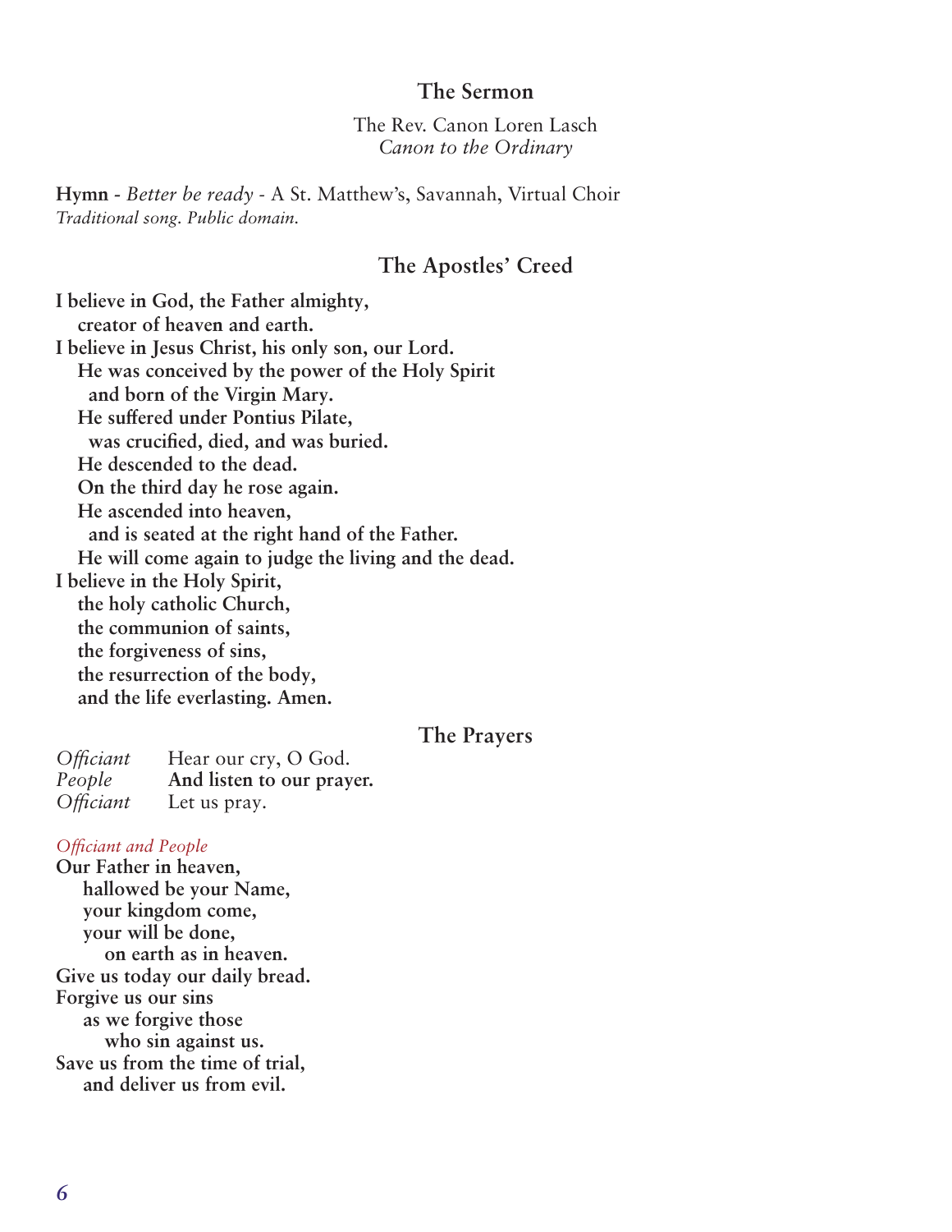## The Sermon

The Rev. Canon Loren Lasch
*Canon to the Ordinary*

**Hymn** - *Better be ready* - A St. Matthew's, Savannah, Virtual Choir
*Traditional song. Public domain.*

## The Apostles' Creed

**I believe in God, the Father almighty,**
**creator of heaven and earth.**
**I believe in Jesus Christ, his only son, our Lord.**
**He was conceived by the power of the Holy Spirit**
**and born of the Virgin Mary.**
**He suffered under Pontius Pilate,**
**was crucified, died, and was buried.**
**He descended to the dead.**
**On the third day he rose again.**
**He ascended into heaven,**
**and is seated at the right hand of the Father.**
**He will come again to judge the living and the dead.**
**I believe in the Holy Spirit,**
**the holy catholic Church,**
**the communion of saints,**
**the forgiveness of sins,**
**the resurrection of the body,**
**and the life everlasting. Amen.**

## The Prayers

*Officiant* Hear our cry, O God.
*People* **And listen to our prayer.**
*Officiant* Let us pray.

*Officiant and People*
**Our Father in heaven,**
**hallowed be your Name,**
**your kingdom come,**
**your will be done,**
**on earth as in heaven.**
**Give us today our daily bread.**
**Forgive us our sins**
**as we forgive those**
**who sin against us.**
**Save us from the time of trial,**
**and deliver us from evil.**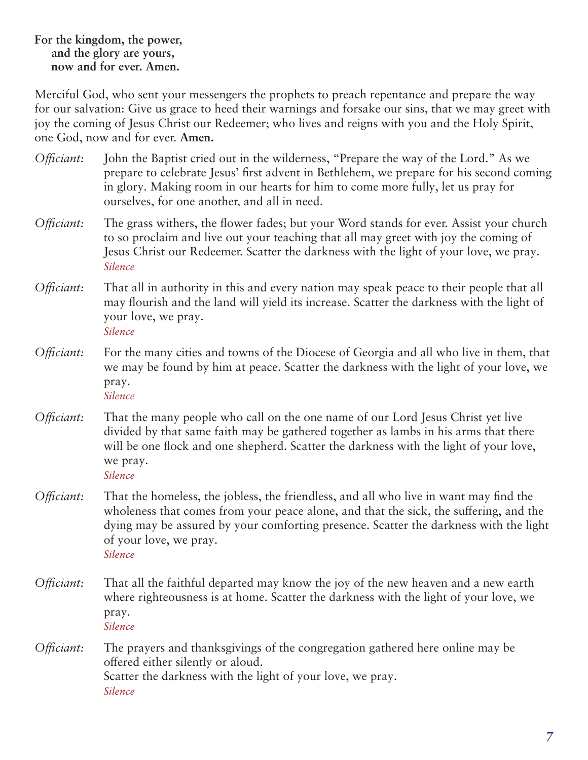**For the kingdom, the power,**
**and the glory are yours,**
**now and for ever. Amen.**

Merciful God, who sent your messengers the prophets to preach repentance and prepare the way for our salvation: Give us grace to heed their warnings and forsake our sins, that we may greet with joy the coming of Jesus Christ our Redeemer; who lives and reigns with you and the Holy Spirit, one God, now and for ever. **Amen.**

*Officiant:* John the Baptist cried out in the wilderness, "Prepare the way of the Lord." As we prepare to celebrate Jesus' first advent in Bethlehem, we prepare for his second coming in glory. Making room in our hearts for him to come more fully, let us pray for ourselves, for one another, and all in need.

*Officiant:* The grass withers, the flower fades; but your Word stands for ever. Assist your church to so proclaim and live out your teaching that all may greet with joy the coming of Jesus Christ our Redeemer. Scatter the darkness with the light of your love, we pray.
*Silence*

*Officiant:* That all in authority in this and every nation may speak peace to their people that all may flourish and the land will yield its increase. Scatter the darkness with the light of your love, we pray.
*Silence*

*Officiant:* For the many cities and towns of the Diocese of Georgia and all who live in them, that we may be found by him at peace. Scatter the darkness with the light of your love, we pray.
*Silence*

*Officiant:* That the many people who call on the one name of our Lord Jesus Christ yet live divided by that same faith may be gathered together as lambs in his arms that there will be one flock and one shepherd. Scatter the darkness with the light of your love, we pray.
*Silence*

*Officiant:* That the homeless, the jobless, the friendless, and all who live in want may find the wholeness that comes from your peace alone, and that the sick, the suffering, and the dying may be assured by your comforting presence. Scatter the darkness with the light of your love, we pray.
*Silence*

*Officiant:* That all the faithful departed may know the joy of the new heaven and a new earth where righteousness is at home. Scatter the darkness with the light of your love, we pray.
*Silence*

*Officiant:* The prayers and thanksgivings of the congregation gathered here online may be offered either silently or aloud.
Scatter the darkness with the light of your love, we pray.
*Silence*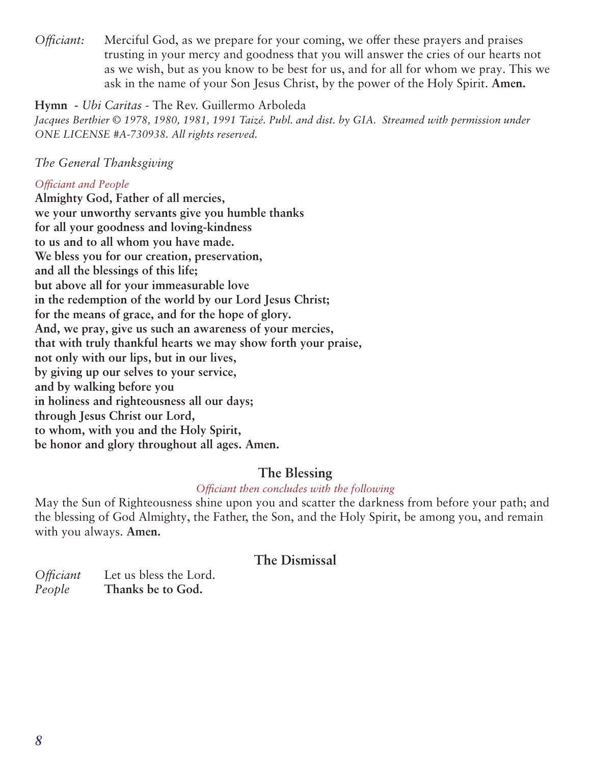*Officiant:* Merciful God, as we prepare for your coming, we offer these prayers and praises trusting in your mercy and goodness that you will answer the cries of our hearts not as we wish, but as you know to be best for us, and for all for whom we pray. This we ask in the name of your Son Jesus Christ, by the power of the Holy Spirit. **Amen.**

**Hymn** - *Ubi Caritas* - The Rev. Guillermo Arboleda
*Jacques Berthier © 1978, 1980, 1981, 1991 Taizé. Publ. and dist. by GIA. Streamed with permission under ONE LICENSE #A-730938. All rights reserved.*

*The General Thanksgiving*

*Officiant and People*
**Almighty God, Father of all mercies,**
**we your unworthy servants give you humble thanks**
**for all your goodness and loving-kindness**
**to us and to all whom you have made.**
**We bless you for our creation, preservation,**
**and all the blessings of this life;**
**but above all for your immeasurable love**
**in the redemption of the world by our Lord Jesus Christ;**
**for the means of grace, and for the hope of glory.**
**And, we pray, give us such an awareness of your mercies,**
**that with truly thankful hearts we may show forth your praise,**
**not only with our lips, but in our lives,**
**by giving up our selves to your service,**
**and by walking before you**
**in holiness and righteousness all our days;**
**through Jesus Christ our Lord,**
**to whom, with you and the Holy Spirit,**
**be honor and glory throughout all ages. Amen.**

## The Blessing

*Officiant then concludes with the following*

May the Sun of Righteousness shine upon you and scatter the darkness from before your path; and the blessing of God Almighty, the Father, the Son, and the Holy Spirit, be among you, and remain with you always. **Amen.**

## The Dismissal

*Officiant* Let us bless the Lord.
*People* **Thanks be to God.**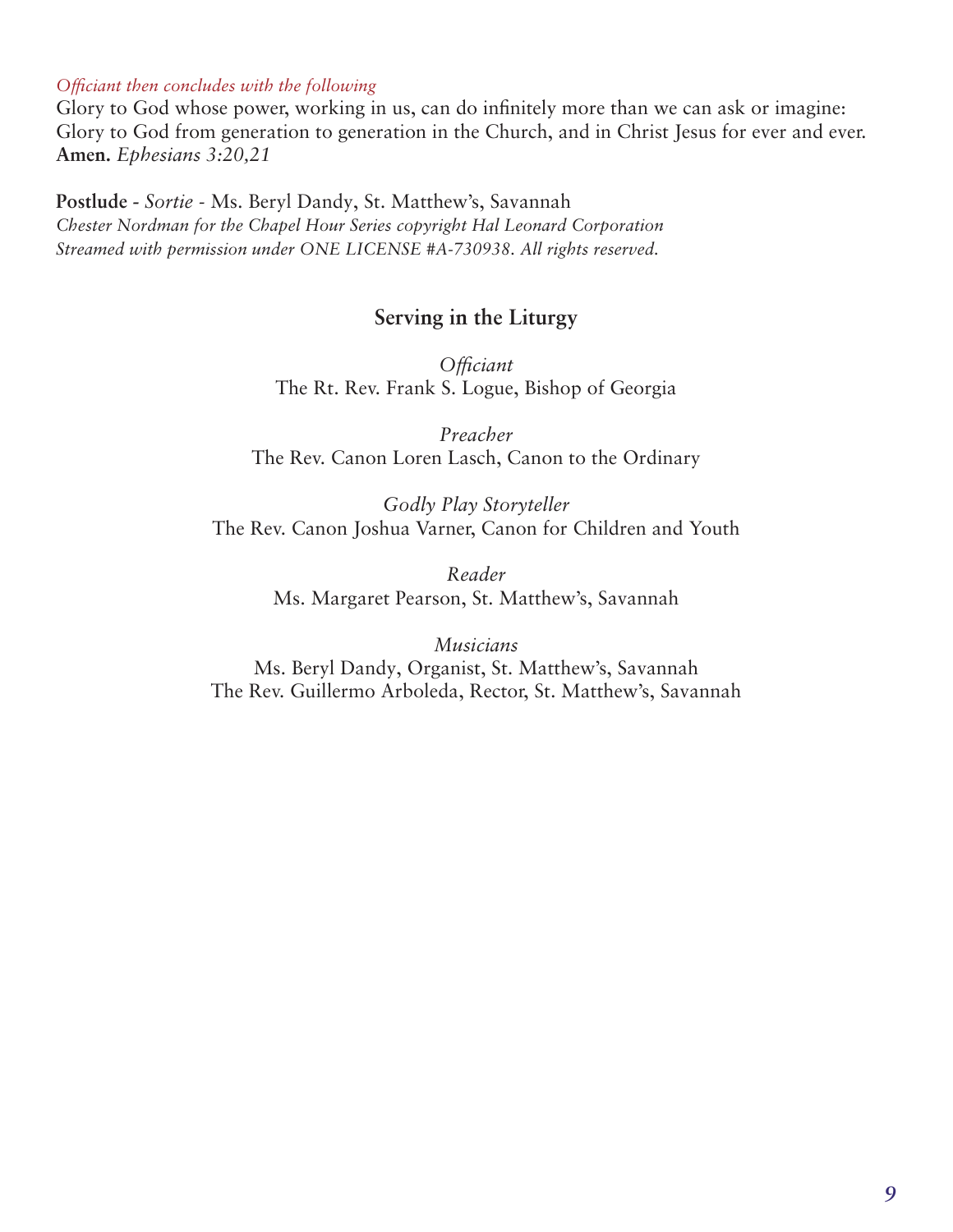*Officiant then concludes with the following*
Glory to God whose power, working in us, can do infinitely more than we can ask or imagine: Glory to God from generation to generation in the Church, and in Christ Jesus for ever and ever. **Amen.** *Ephesians 3:20,21*

**Postlude** - *Sortie* - Ms. Beryl Dandy, St. Matthew's, Savannah
*Chester Nordman for the Chapel Hour Series copyright Hal Leonard Corporation*
*Streamed with permission under ONE LICENSE #A-730938. All rights reserved.*

## Serving in the Liturgy

*Officiant*
The Rt. Rev. Frank S. Logue, Bishop of Georgia

*Preacher*
The Rev. Canon Loren Lasch, Canon to the Ordinary

*Godly Play Storyteller*
The Rev. Canon Joshua Varner, Canon for Children and Youth

*Reader*
Ms. Margaret Pearson, St. Matthew's, Savannah

*Musicians*
Ms. Beryl Dandy, Organist, St. Matthew's, Savannah
The Rev. Guillermo Arboleda, Rector, St. Matthew's, Savannah